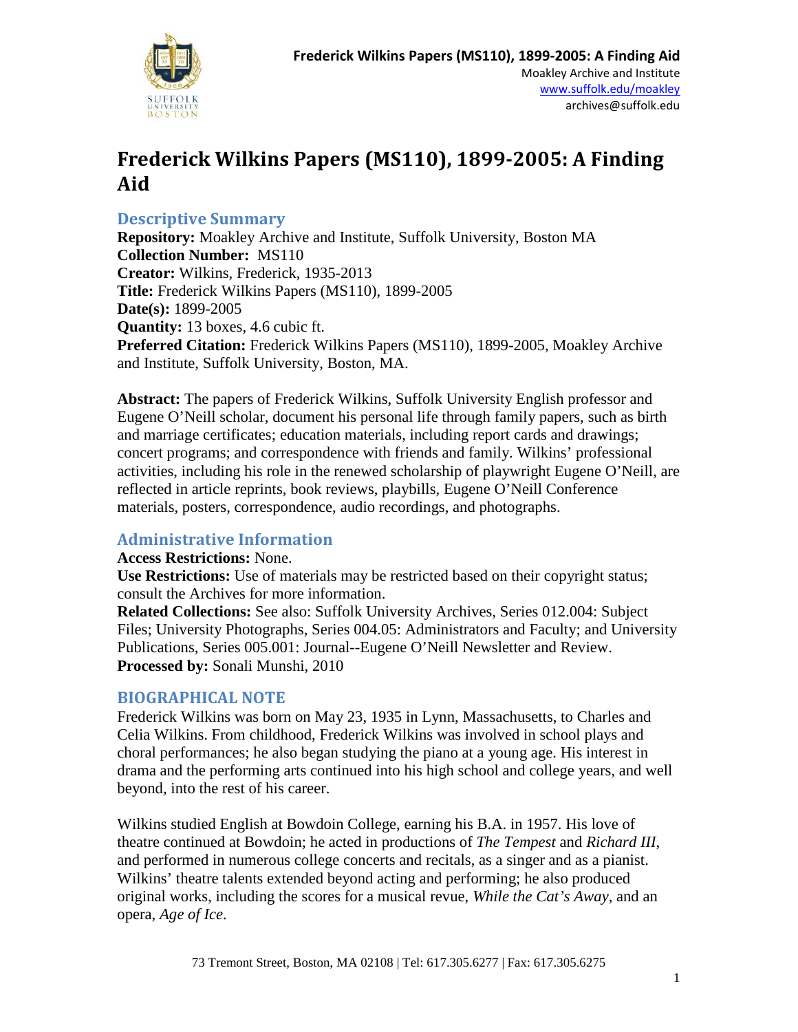# Frederick Wilkins Papers (MS110), 1899-2005: A Finding Aid

## Descriptive Summary

**Repository:** Moakley Archive and Institute, Suffolk University, Boston MA
**Collection Number:** MS110
**Creator:** Wilkins, Frederick, 1935-2013
**Title:** Frederick Wilkins Papers (MS110), 1899-2005
**Date(s):** 1899-2005
**Quantity:** 13 boxes, 4.6 cubic ft.
**Preferred Citation:** Frederick Wilkins Papers (MS110), 1899-2005, Moakley Archive and Institute, Suffolk University, Boston, MA.

**Abstract:** The papers of Frederick Wilkins, Suffolk University English professor and Eugene O'Neill scholar, document his personal life through family papers, such as birth and marriage certificates; education materials, including report cards and drawings; concert programs; and correspondence with friends and family. Wilkins' professional activities, including his role in the renewed scholarship of playwright Eugene O'Neill, are reflected in article reprints, book reviews, playbills, Eugene O'Neill Conference materials, posters, correspondence, audio recordings, and photographs.

## Administrative Information

**Access Restrictions:** None.
**Use Restrictions:** Use of materials may be restricted based on their copyright status; consult the Archives for more information.
**Related Collections:** See also: Suffolk University Archives, Series 012.004: Subject Files; University Photographs, Series 004.05: Administrators and Faculty; and University Publications, Series 005.001: Journal--Eugene O'Neill Newsletter and Review.
**Processed by:** Sonali Munshi, 2010

## BIOGRAPHICAL NOTE

Frederick Wilkins was born on May 23, 1935 in Lynn, Massachusetts, to Charles and Celia Wilkins. From childhood, Frederick Wilkins was involved in school plays and choral performances; he also began studying the piano at a young age. His interest in drama and the performing arts continued into his high school and college years, and well beyond, into the rest of his career.

Wilkins studied English at Bowdoin College, earning his B.A. in 1957. His love of theatre continued at Bowdoin; he acted in productions of *The Tempest* and *Richard III*, and performed in numerous college concerts and recitals, as a singer and as a pianist. Wilkins' theatre talents extended beyond acting and performing; he also produced original works, including the scores for a musical revue, *While the Cat's Away*, and an opera, *Age of Ice*.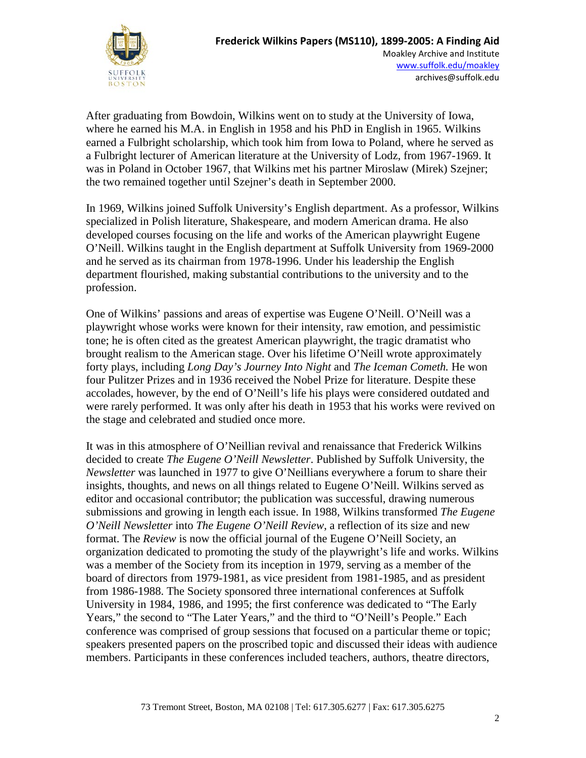After graduating from Bowdoin, Wilkins went on to study at the University of Iowa, where he earned his M.A. in English in 1958 and his PhD in English in 1965. Wilkins earned a Fulbright scholarship, which took him from Iowa to Poland, where he served as a Fulbright lecturer of American literature at the University of Lodz, from 1967-1969. It was in Poland in October 1967, that Wilkins met his partner Miroslaw (Mirek) Szejner; the two remained together until Szejner's death in September 2000.

In 1969, Wilkins joined Suffolk University's English department. As a professor, Wilkins specialized in Polish literature, Shakespeare, and modern American drama. He also developed courses focusing on the life and works of the American playwright Eugene O'Neill. Wilkins taught in the English department at Suffolk University from 1969-2000 and he served as its chairman from 1978-1996. Under his leadership the English department flourished, making substantial contributions to the university and to the profession.

One of Wilkins' passions and areas of expertise was Eugene O'Neill. O'Neill was a playwright whose works were known for their intensity, raw emotion, and pessimistic tone; he is often cited as the greatest American playwright, the tragic dramatist who brought realism to the American stage. Over his lifetime O'Neill wrote approximately forty plays, including *Long Day's Journey Into Night* and *The Iceman Cometh.* He won four Pulitzer Prizes and in 1936 received the Nobel Prize for literature. Despite these accolades, however, by the end of O'Neill's life his plays were considered outdated and were rarely performed. It was only after his death in 1953 that his works were revived on the stage and celebrated and studied once more.

It was in this atmosphere of O'Neillian revival and renaissance that Frederick Wilkins decided to create *The Eugene O'Neill Newsletter*. Published by Suffolk University, the *Newsletter* was launched in 1977 to give O'Neillians everywhere a forum to share their insights, thoughts, and news on all things related to Eugene O'Neill. Wilkins served as editor and occasional contributor; the publication was successful, drawing numerous submissions and growing in length each issue. In 1988, Wilkins transformed *The Eugene O'Neill Newsletter* into *The Eugene O'Neill Review*, a reflection of its size and new format. The *Review* is now the official journal of the Eugene O'Neill Society, an organization dedicated to promoting the study of the playwright's life and works. Wilkins was a member of the Society from its inception in 1979, serving as a member of the board of directors from 1979-1981, as vice president from 1981-1985, and as president from 1986-1988. The Society sponsored three international conferences at Suffolk University in 1984, 1986, and 1995; the first conference was dedicated to "The Early Years," the second to "The Later Years," and the third to "O'Neill's People." Each conference was comprised of group sessions that focused on a particular theme or topic; speakers presented papers on the proscribed topic and discussed their ideas with audience members. Participants in these conferences included teachers, authors, theatre directors,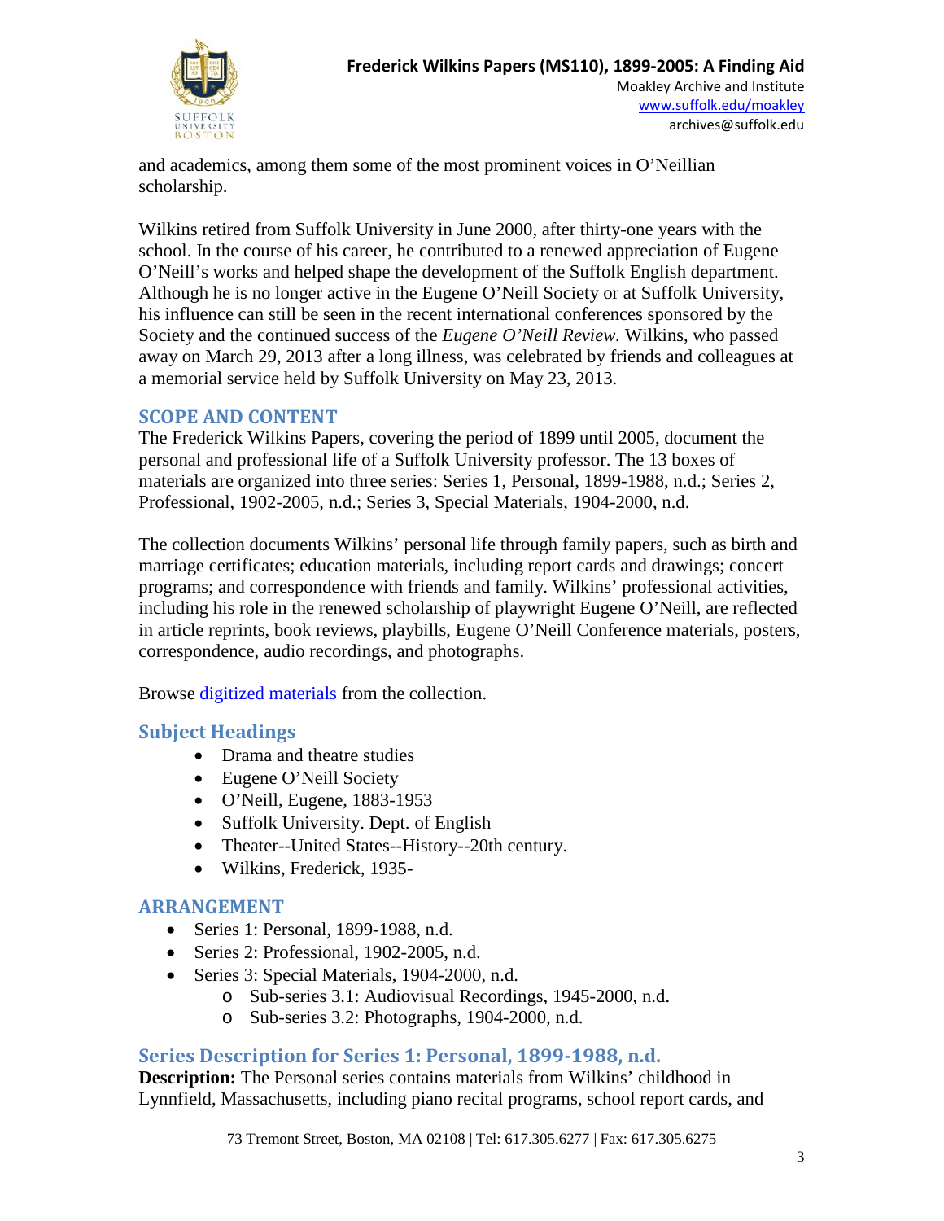and academics, among them some of the most prominent voices in O'Neillian scholarship.

Wilkins retired from Suffolk University in June 2000, after thirty-one years with the school. In the course of his career, he contributed to a renewed appreciation of Eugene O'Neill's works and helped shape the development of the Suffolk English department. Although he is no longer active in the Eugene O'Neill Society or at Suffolk University, his influence can still be seen in the recent international conferences sponsored by the Society and the continued success of the *Eugene O'Neill Review.* Wilkins, who passed away on March 29, 2013 after a long illness, was celebrated by friends and colleagues at a memorial service held by Suffolk University on May 23, 2013.

## SCOPE AND CONTENT

The Frederick Wilkins Papers, covering the period of 1899 until 2005, document the personal and professional life of a Suffolk University professor. The 13 boxes of materials are organized into three series: Series 1, Personal, 1899-1988, n.d.; Series 2, Professional, 1902-2005, n.d.; Series 3, Special Materials, 1904-2000, n.d.

The collection documents Wilkins' personal life through family papers, such as birth and marriage certificates; education materials, including report cards and drawings; concert programs; and correspondence with friends and family. Wilkins' professional activities, including his role in the renewed scholarship of playwright Eugene O'Neill, are reflected in article reprints, book reviews, playbills, Eugene O'Neill Conference materials, posters, correspondence, audio recordings, and photographs.

Browse [digitized materials] from the collection.

## Subject Headings

- Drama and theatre studies
- Eugene O'Neill Society
- O'Neill, Eugene, 1883-1953
- Suffolk University. Dept. of English
- Theater--United States--History--20th century.
- Wilkins, Frederick, 1935-

## ARRANGEMENT

- Series 1: Personal, 1899-1988, n.d.
- Series 2: Professional, 1902-2005, n.d.
- Series 3: Special Materials, 1904-2000, n.d.
  - Sub-series 3.1: Audiovisual Recordings, 1945-2000, n.d.
  - Sub-series 3.2: Photographs, 1904-2000, n.d.

## Series Description for Series 1: Personal, 1899-1988, n.d.

**Description:** The Personal series contains materials from Wilkins' childhood in Lynnfield, Massachusetts, including piano recital programs, school report cards, and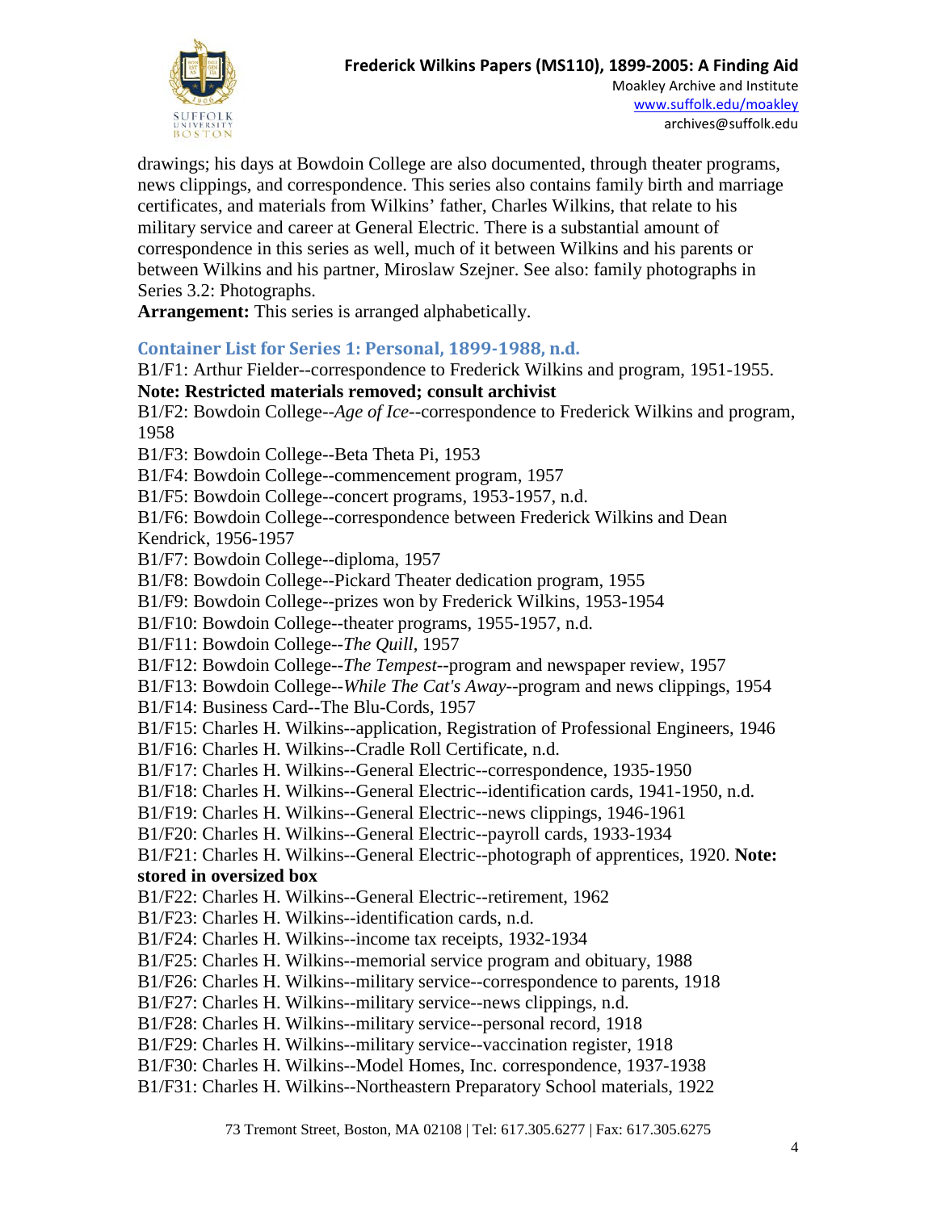drawings; his days at Bowdoin College are also documented, through theater programs, news clippings, and correspondence. This series also contains family birth and marriage certificates, and materials from Wilkins' father, Charles Wilkins, that relate to his military service and career at General Electric. There is a substantial amount of correspondence in this series as well, much of it between Wilkins and his parents or between Wilkins and his partner, Miroslaw Szejner. See also: family photographs in Series 3.2: Photographs.

**Arrangement:** This series is arranged alphabetically.

### Container List for Series 1: Personal, 1899-1988, n.d.

B1/F1: Arthur Fielder--correspondence to Frederick Wilkins and program, 1951-1955. **Note: Restricted materials removed; consult archivist**

B1/F2: Bowdoin College--*Age of Ice*--correspondence to Frederick Wilkins and program, 1958

B1/F3: Bowdoin College--Beta Theta Pi, 1953

B1/F4: Bowdoin College--commencement program, 1957

B1/F5: Bowdoin College--concert programs, 1953-1957, n.d.

B1/F6: Bowdoin College--correspondence between Frederick Wilkins and Dean Kendrick, 1956-1957

B1/F7: Bowdoin College--diploma, 1957

B1/F8: Bowdoin College--Pickard Theater dedication program, 1955

B1/F9: Bowdoin College--prizes won by Frederick Wilkins, 1953-1954

B1/F10: Bowdoin College--theater programs, 1955-1957, n.d.

B1/F11: Bowdoin College--*The Quill*, 1957

B1/F12: Bowdoin College--*The Tempest*--program and newspaper review, 1957

B1/F13: Bowdoin College--*While The Cat's Away*--program and news clippings, 1954

B1/F14: Business Card--The Blu-Cords, 1957

B1/F15: Charles H. Wilkins--application, Registration of Professional Engineers, 1946

B1/F16: Charles H. Wilkins--Cradle Roll Certificate, n.d.

B1/F17: Charles H. Wilkins--General Electric--correspondence, 1935-1950

B1/F18: Charles H. Wilkins--General Electric--identification cards, 1941-1950, n.d.

B1/F19: Charles H. Wilkins--General Electric--news clippings, 1946-1961

B1/F20: Charles H. Wilkins--General Electric--payroll cards, 1933-1934

B1/F21: Charles H. Wilkins--General Electric--photograph of apprentices, 1920. **Note: stored in oversized box**

B1/F22: Charles H. Wilkins--General Electric--retirement, 1962

B1/F23: Charles H. Wilkins--identification cards, n.d.

B1/F24: Charles H. Wilkins--income tax receipts, 1932-1934

B1/F25: Charles H. Wilkins--memorial service program and obituary, 1988

B1/F26: Charles H. Wilkins--military service--correspondence to parents, 1918

B1/F27: Charles H. Wilkins--military service--news clippings, n.d.

B1/F28: Charles H. Wilkins--military service--personal record, 1918

B1/F29: Charles H. Wilkins--military service--vaccination register, 1918

B1/F30: Charles H. Wilkins--Model Homes, Inc. correspondence, 1937-1938

B1/F31: Charles H. Wilkins--Northeastern Preparatory School materials, 1922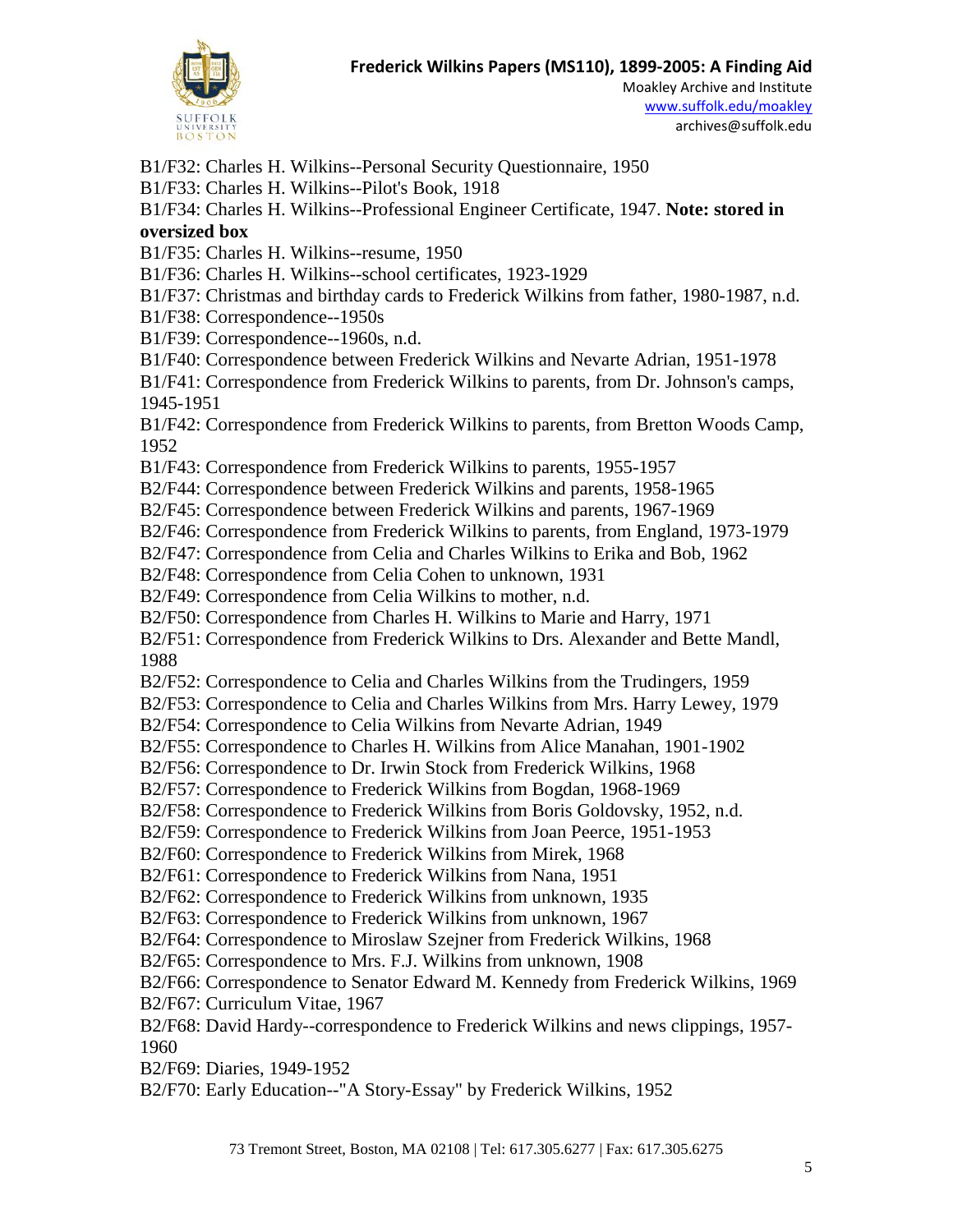B1/F32: Charles H. Wilkins--Personal Security Questionnaire, 1950

B1/F33: Charles H. Wilkins--Pilot's Book, 1918

B1/F34: Charles H. Wilkins--Professional Engineer Certificate, 1947. **Note: stored in oversized box**

B1/F35: Charles H. Wilkins--resume, 1950

B1/F36: Charles H. Wilkins--school certificates, 1923-1929

B1/F37: Christmas and birthday cards to Frederick Wilkins from father, 1980-1987, n.d.

B1/F38: Correspondence--1950s

B1/F39: Correspondence--1960s, n.d.

B1/F40: Correspondence between Frederick Wilkins and Nevarte Adrian, 1951-1978

B1/F41: Correspondence from Frederick Wilkins to parents, from Dr. Johnson's camps, 1945-1951

B1/F42: Correspondence from Frederick Wilkins to parents, from Bretton Woods Camp, 1952

B1/F43: Correspondence from Frederick Wilkins to parents, 1955-1957

B2/F44: Correspondence between Frederick Wilkins and parents, 1958-1965

B2/F45: Correspondence between Frederick Wilkins and parents, 1967-1969

B2/F46: Correspondence from Frederick Wilkins to parents, from England, 1973-1979

B2/F47: Correspondence from Celia and Charles Wilkins to Erika and Bob, 1962

B2/F48: Correspondence from Celia Cohen to unknown, 1931

B2/F49: Correspondence from Celia Wilkins to mother, n.d.

B2/F50: Correspondence from Charles H. Wilkins to Marie and Harry, 1971

B2/F51: Correspondence from Frederick Wilkins to Drs. Alexander and Bette Mandl, 1988

B2/F52: Correspondence to Celia and Charles Wilkins from the Trudingers, 1959

B2/F53: Correspondence to Celia and Charles Wilkins from Mrs. Harry Lewey, 1979

B2/F54: Correspondence to Celia Wilkins from Nevarte Adrian, 1949

B2/F55: Correspondence to Charles H. Wilkins from Alice Manahan, 1901-1902

B2/F56: Correspondence to Dr. Irwin Stock from Frederick Wilkins, 1968

B2/F57: Correspondence to Frederick Wilkins from Bogdan, 1968-1969

B2/F58: Correspondence to Frederick Wilkins from Boris Goldovsky, 1952, n.d.

B2/F59: Correspondence to Frederick Wilkins from Joan Peerce, 1951-1953

B2/F60: Correspondence to Frederick Wilkins from Mirek, 1968

B2/F61: Correspondence to Frederick Wilkins from Nana, 1951

B2/F62: Correspondence to Frederick Wilkins from unknown, 1935

B2/F63: Correspondence to Frederick Wilkins from unknown, 1967

B2/F64: Correspondence to Miroslaw Szejner from Frederick Wilkins, 1968

B2/F65: Correspondence to Mrs. F.J. Wilkins from unknown, 1908

B2/F66: Correspondence to Senator Edward M. Kennedy from Frederick Wilkins, 1969

B2/F67: Curriculum Vitae, 1967

B2/F68: David Hardy--correspondence to Frederick Wilkins and news clippings, 1957-1960

B2/F69: Diaries, 1949-1952

B2/F70: Early Education--"A Story-Essay" by Frederick Wilkins, 1952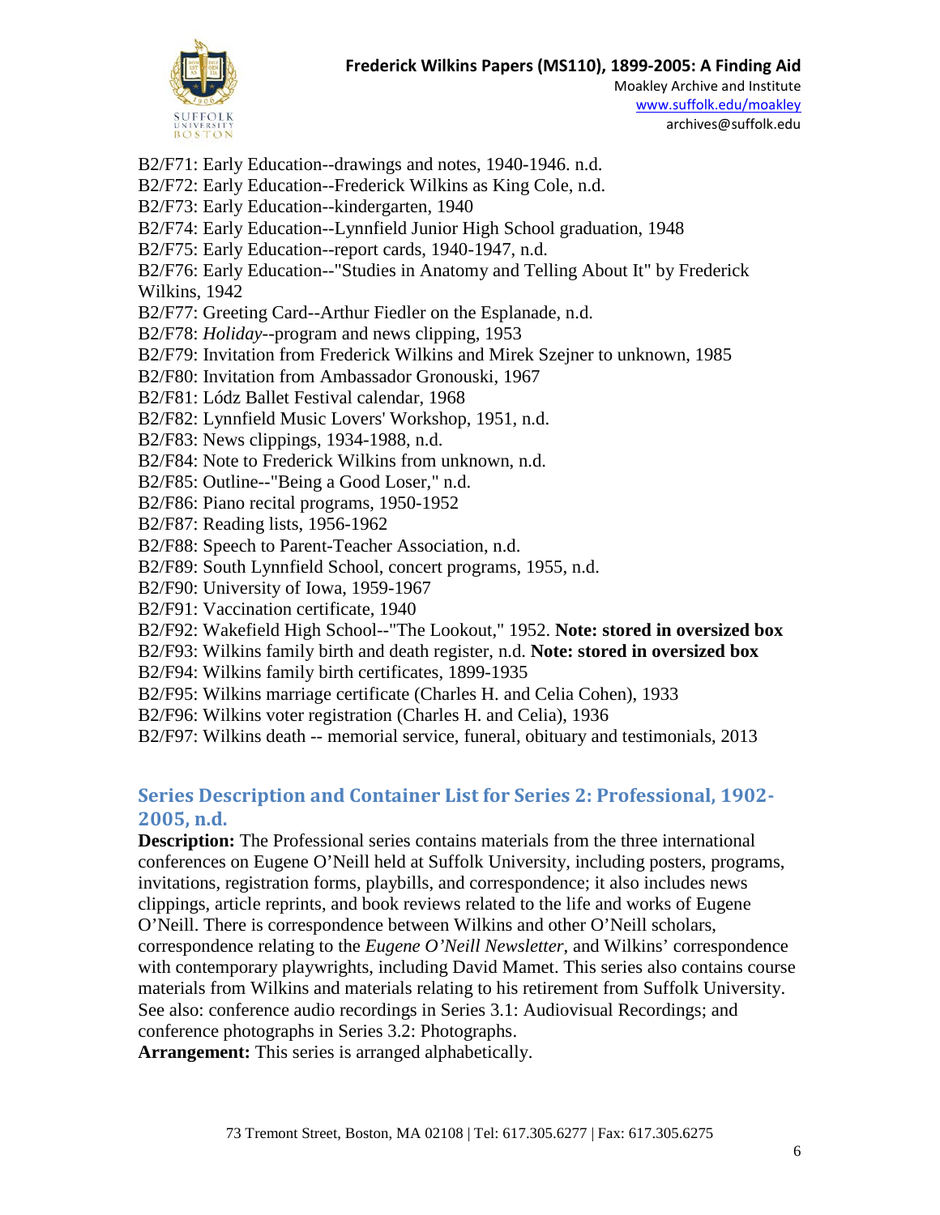B2/F71: Early Education--drawings and notes, 1940-1946. n.d.
B2/F72: Early Education--Frederick Wilkins as King Cole, n.d.
B2/F73: Early Education--kindergarten, 1940
B2/F74: Early Education--Lynnfield Junior High School graduation, 1948
B2/F75: Early Education--report cards, 1940-1947, n.d.
B2/F76: Early Education--"Studies in Anatomy and Telling About It" by Frederick Wilkins, 1942
B2/F77: Greeting Card--Arthur Fiedler on the Esplanade, n.d.
B2/F78: *Holiday*--program and news clipping, 1953
B2/F79: Invitation from Frederick Wilkins and Mirek Szejner to unknown, 1985
B2/F80: Invitation from Ambassador Gronouski, 1967
B2/F81: Lódz Ballet Festival calendar, 1968
B2/F82: Lynnfield Music Lovers' Workshop, 1951, n.d.
B2/F83: News clippings, 1934-1988, n.d.
B2/F84: Note to Frederick Wilkins from unknown, n.d.
B2/F85: Outline--"Being a Good Loser," n.d.
B2/F86: Piano recital programs, 1950-1952
B2/F87: Reading lists, 1956-1962
B2/F88: Speech to Parent-Teacher Association, n.d.
B2/F89: South Lynnfield School, concert programs, 1955, n.d.
B2/F90: University of Iowa, 1959-1967
B2/F91: Vaccination certificate, 1940
B2/F92: Wakefield High School--"The Lookout," 1952. **Note: stored in oversized box**
B2/F93: Wilkins family birth and death register, n.d. **Note: stored in oversized box**
B2/F94: Wilkins family birth certificates, 1899-1935
B2/F95: Wilkins marriage certificate (Charles H. and Celia Cohen), 1933
B2/F96: Wilkins voter registration (Charles H. and Celia), 1936
B2/F97: Wilkins death -- memorial service, funeral, obituary and testimonials, 2013

## Series Description and Container List for Series 2: Professional, 1902-2005, n.d.

**Description:** The Professional series contains materials from the three international conferences on Eugene O'Neill held at Suffolk University, including posters, programs, invitations, registration forms, playbills, and correspondence; it also includes news clippings, article reprints, and book reviews related to the life and works of Eugene O'Neill. There is correspondence between Wilkins and other O'Neill scholars, correspondence relating to the *Eugene O'Neill Newsletter*, and Wilkins' correspondence with contemporary playwrights, including David Mamet. This series also contains course materials from Wilkins and materials relating to his retirement from Suffolk University. See also: conference audio recordings in Series 3.1: Audiovisual Recordings; and conference photographs in Series 3.2: Photographs.
**Arrangement:** This series is arranged alphabetically.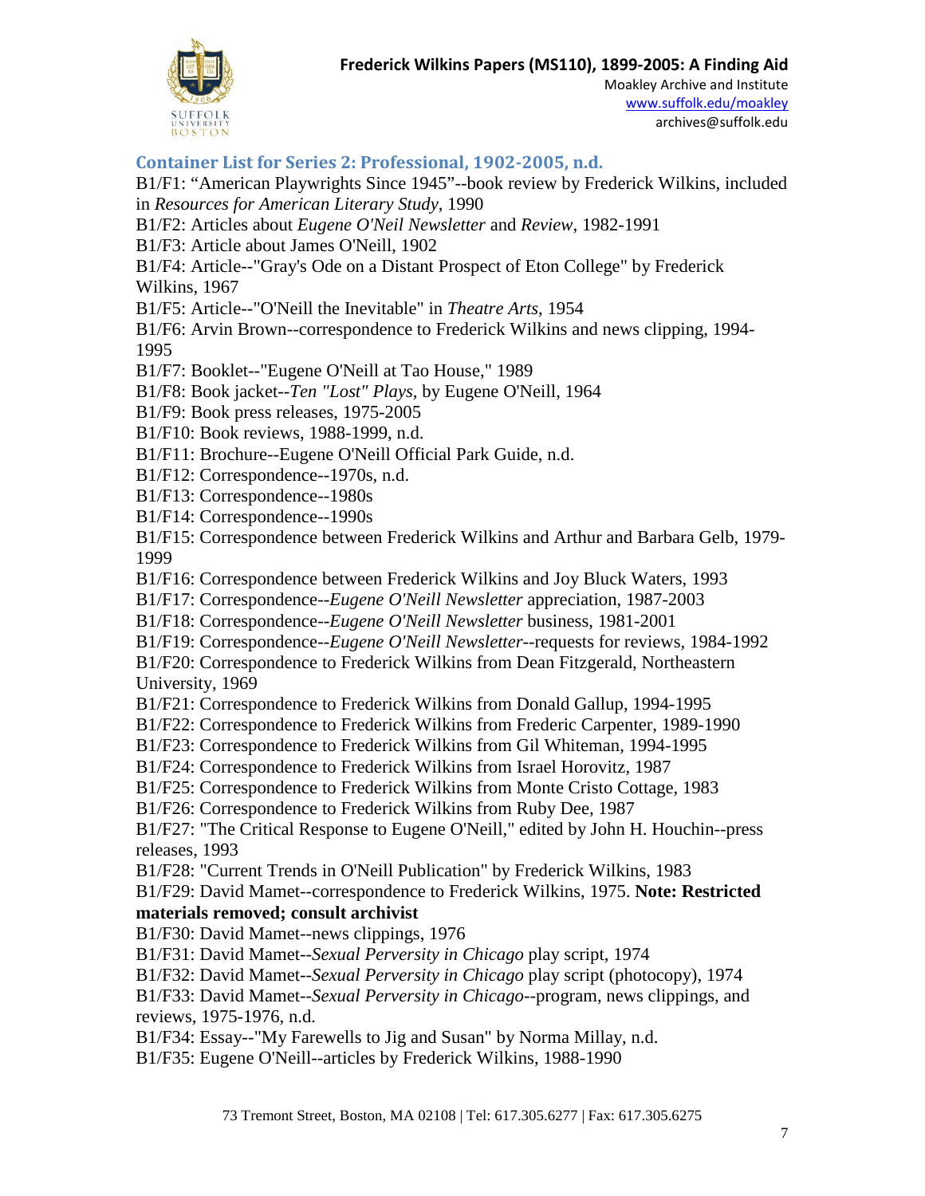## Container List for Series 2: Professional, 1902-2005, n.d.

B1/F1: "American Playwrights Since 1945"--book review by Frederick Wilkins, included in *Resources for American Literary Study*, 1990

B1/F2: Articles about *Eugene O'Neil Newsletter* and *Review*, 1982-1991

B1/F3: Article about James O'Neill, 1902

B1/F4: Article--"Gray's Ode on a Distant Prospect of Eton College" by Frederick Wilkins, 1967

B1/F5: Article--"O'Neill the Inevitable" in *Theatre Arts*, 1954

B1/F6: Arvin Brown--correspondence to Frederick Wilkins and news clipping, 1994-1995

B1/F7: Booklet--"Eugene O'Neill at Tao House," 1989

B1/F8: Book jacket--*Ten "Lost" Plays*, by Eugene O'Neill, 1964

B1/F9: Book press releases, 1975-2005

B1/F10: Book reviews, 1988-1999, n.d.

B1/F11: Brochure--Eugene O'Neill Official Park Guide, n.d.

B1/F12: Correspondence--1970s, n.d.

B1/F13: Correspondence--1980s

B1/F14: Correspondence--1990s

B1/F15: Correspondence between Frederick Wilkins and Arthur and Barbara Gelb, 1979-1999

B1/F16: Correspondence between Frederick Wilkins and Joy Bluck Waters, 1993

B1/F17: Correspondence--*Eugene O'Neill Newsletter* appreciation, 1987-2003

B1/F18: Correspondence--*Eugene O'Neill Newsletter* business, 1981-2001

B1/F19: Correspondence--*Eugene O'Neill Newsletter*--requests for reviews, 1984-1992

B1/F20: Correspondence to Frederick Wilkins from Dean Fitzgerald, Northeastern University, 1969

B1/F21: Correspondence to Frederick Wilkins from Donald Gallup, 1994-1995

B1/F22: Correspondence to Frederick Wilkins from Frederic Carpenter, 1989-1990

B1/F23: Correspondence to Frederick Wilkins from Gil Whiteman, 1994-1995

B1/F24: Correspondence to Frederick Wilkins from Israel Horovitz, 1987

B1/F25: Correspondence to Frederick Wilkins from Monte Cristo Cottage, 1983

B1/F26: Correspondence to Frederick Wilkins from Ruby Dee, 1987

B1/F27: "The Critical Response to Eugene O'Neill," edited by John H. Houchin--press releases, 1993

B1/F28: "Current Trends in O'Neill Publication" by Frederick Wilkins, 1983

B1/F29: David Mamet--correspondence to Frederick Wilkins, 1975. **Note: Restricted materials removed; consult archivist**

B1/F30: David Mamet--news clippings, 1976

B1/F31: David Mamet--*Sexual Perversity in Chicago* play script, 1974

B1/F32: David Mamet--*Sexual Perversity in Chicago* play script (photocopy), 1974

B1/F33: David Mamet--*Sexual Perversity in Chicago*--program, news clippings, and reviews, 1975-1976, n.d.

B1/F34: Essay--"My Farewells to Jig and Susan" by Norma Millay, n.d.

B1/F35: Eugene O'Neill--articles by Frederick Wilkins, 1988-1990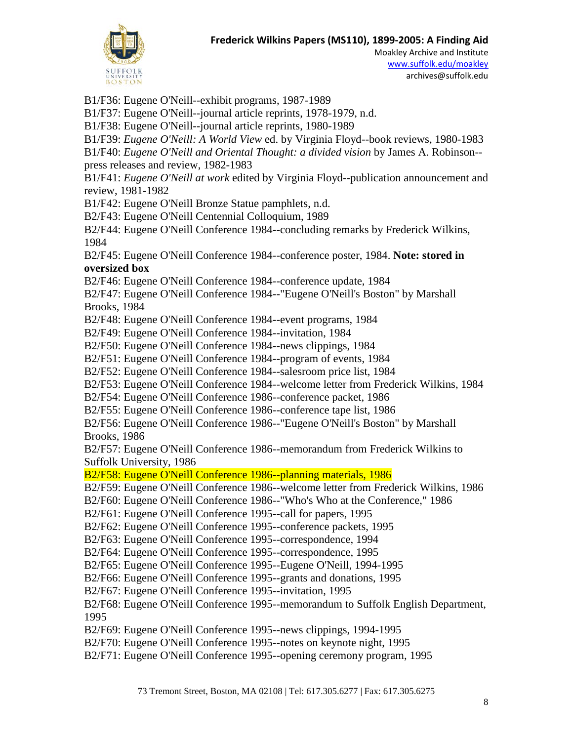B1/F36: Eugene O'Neill--exhibit programs, 1987-1989

B1/F37: Eugene O'Neill--journal article reprints, 1978-1979, n.d.

B1/F38: Eugene O'Neill--journal article reprints, 1980-1989

B1/F39: *Eugene O'Neill: A World View* ed. by Virginia Floyd--book reviews, 1980-1983

B1/F40: *Eugene O'Neill and Oriental Thought: a divided vision* by James A. Robinson--press releases and review, 1982-1983

B1/F41: *Eugene O'Neill at work* edited by Virginia Floyd--publication announcement and review, 1981-1982

B1/F42: Eugene O'Neill Bronze Statue pamphlets, n.d.

B2/F43: Eugene O'Neill Centennial Colloquium, 1989

B2/F44: Eugene O'Neill Conference 1984--concluding remarks by Frederick Wilkins, 1984

B2/F45: Eugene O'Neill Conference 1984--conference poster, 1984. **Note: stored in oversized box**

B2/F46: Eugene O'Neill Conference 1984--conference update, 1984

B2/F47: Eugene O'Neill Conference 1984--"Eugene O'Neill's Boston" by Marshall Brooks, 1984

B2/F48: Eugene O'Neill Conference 1984--event programs, 1984

B2/F49: Eugene O'Neill Conference 1984--invitation, 1984

B2/F50: Eugene O'Neill Conference 1984--news clippings, 1984

B2/F51: Eugene O'Neill Conference 1984--program of events, 1984

B2/F52: Eugene O'Neill Conference 1984--salesroom price list, 1984

B2/F53: Eugene O'Neill Conference 1984--welcome letter from Frederick Wilkins, 1984

B2/F54: Eugene O'Neill Conference 1986--conference packet, 1986

B2/F55: Eugene O'Neill Conference 1986--conference tape list, 1986

B2/F56: Eugene O'Neill Conference 1986--"Eugene O'Neill's Boston" by Marshall Brooks, 1986

B2/F57: Eugene O'Neill Conference 1986--memorandum from Frederick Wilkins to Suffolk University, 1986

B2/F58: Eugene O'Neill Conference 1986--planning materials, 1986

B2/F59: Eugene O'Neill Conference 1986--welcome letter from Frederick Wilkins, 1986

B2/F60: Eugene O'Neill Conference 1986--"Who's Who at the Conference," 1986

B2/F61: Eugene O'Neill Conference 1995--call for papers, 1995

B2/F62: Eugene O'Neill Conference 1995--conference packets, 1995

B2/F63: Eugene O'Neill Conference 1995--correspondence, 1994

B2/F64: Eugene O'Neill Conference 1995--correspondence, 1995

B2/F65: Eugene O'Neill Conference 1995--Eugene O'Neill, 1994-1995

B2/F66: Eugene O'Neill Conference 1995--grants and donations, 1995

B2/F67: Eugene O'Neill Conference 1995--invitation, 1995

B2/F68: Eugene O'Neill Conference 1995--memorandum to Suffolk English Department, 1995

B2/F69: Eugene O'Neill Conference 1995--news clippings, 1994-1995

B2/F70: Eugene O'Neill Conference 1995--notes on keynote night, 1995

B2/F71: Eugene O'Neill Conference 1995--opening ceremony program, 1995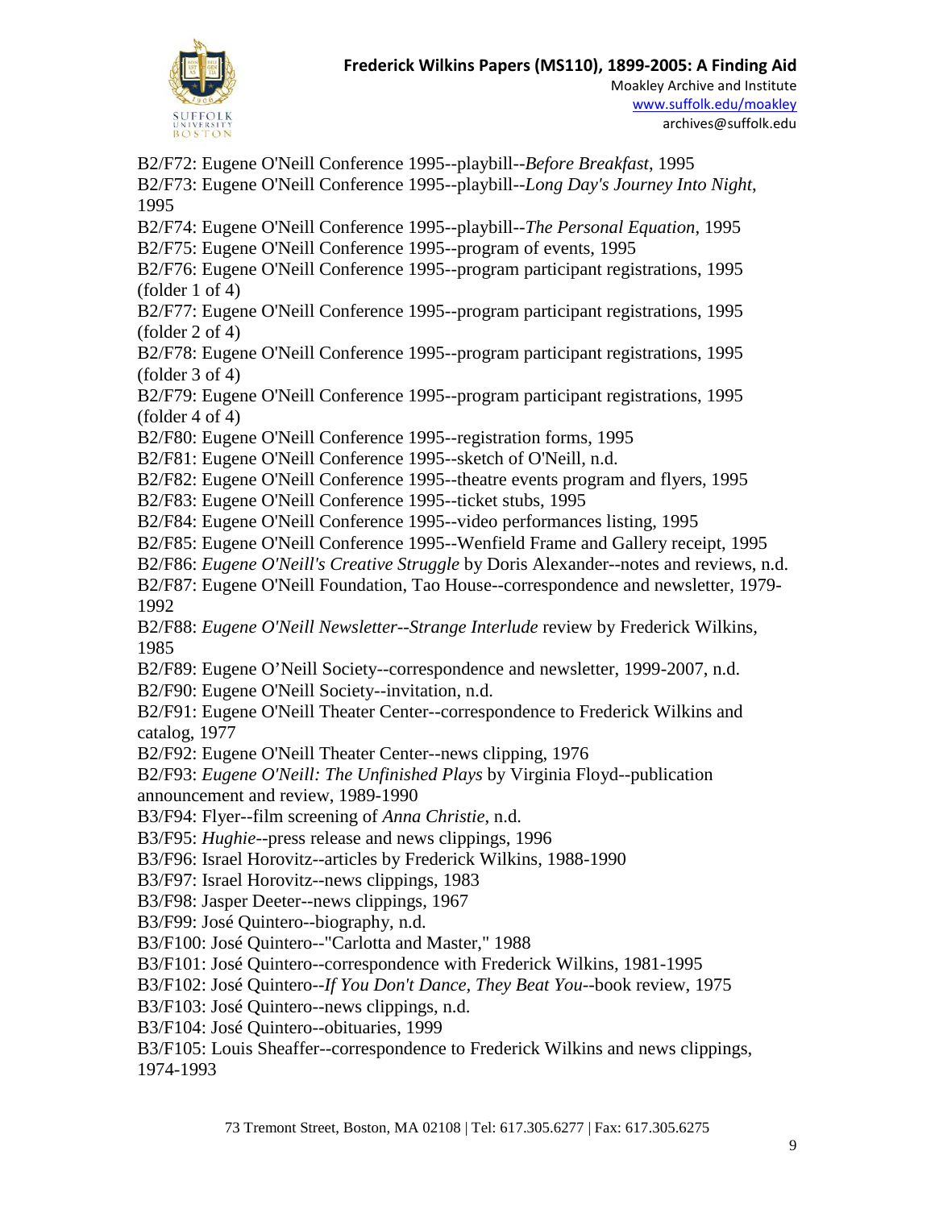B2/F72: Eugene O'Neill Conference 1995--playbill--*Before Breakfast*, 1995
B2/F73: Eugene O'Neill Conference 1995--playbill--*Long Day's Journey Into Night*, 1995
B2/F74: Eugene O'Neill Conference 1995--playbill--*The Personal Equation*, 1995
B2/F75: Eugene O'Neill Conference 1995--program of events, 1995
B2/F76: Eugene O'Neill Conference 1995--program participant registrations, 1995 (folder 1 of 4)
B2/F77: Eugene O'Neill Conference 1995--program participant registrations, 1995 (folder 2 of 4)
B2/F78: Eugene O'Neill Conference 1995--program participant registrations, 1995 (folder 3 of 4)
B2/F79: Eugene O'Neill Conference 1995--program participant registrations, 1995 (folder 4 of 4)
B2/F80: Eugene O'Neill Conference 1995--registration forms, 1995
B2/F81: Eugene O'Neill Conference 1995--sketch of O'Neill, n.d.
B2/F82: Eugene O'Neill Conference 1995--theatre events program and flyers, 1995
B2/F83: Eugene O'Neill Conference 1995--ticket stubs, 1995
B2/F84: Eugene O'Neill Conference 1995--video performances listing, 1995
B2/F85: Eugene O'Neill Conference 1995--Wenfield Frame and Gallery receipt, 1995
B2/F86: *Eugene O'Neill's Creative Struggle* by Doris Alexander--notes and reviews, n.d.
B2/F87: Eugene O'Neill Foundation, Tao House--correspondence and newsletter, 1979-1992
B2/F88: *Eugene O'Neill Newsletter--Strange Interlude* review by Frederick Wilkins, 1985
B2/F89: Eugene O'Neill Society--correspondence and newsletter, 1999-2007, n.d.
B2/F90: Eugene O'Neill Society--invitation, n.d.
B2/F91: Eugene O'Neill Theater Center--correspondence to Frederick Wilkins and catalog, 1977
B2/F92: Eugene O'Neill Theater Center--news clipping, 1976
B2/F93: *Eugene O'Neill: The Unfinished Plays* by Virginia Floyd--publication announcement and review, 1989-1990
B3/F94: Flyer--film screening of *Anna Christie*, n.d.
B3/F95: *Hughie*--press release and news clippings, 1996
B3/F96: Israel Horovitz--articles by Frederick Wilkins, 1988-1990
B3/F97: Israel Horovitz--news clippings, 1983
B3/F98: Jasper Deeter--news clippings, 1967
B3/F99: José Quintero--biography, n.d.
B3/F100: José Quintero--"Carlotta and Master," 1988
B3/F101: José Quintero--correspondence with Frederick Wilkins, 1981-1995
B3/F102: José Quintero--*If You Don't Dance, They Beat You*--book review, 1975
B3/F103: José Quintero--news clippings, n.d.
B3/F104: José Quintero--obituaries, 1999
B3/F105: Louis Sheaffer--correspondence to Frederick Wilkins and news clippings, 1974-1993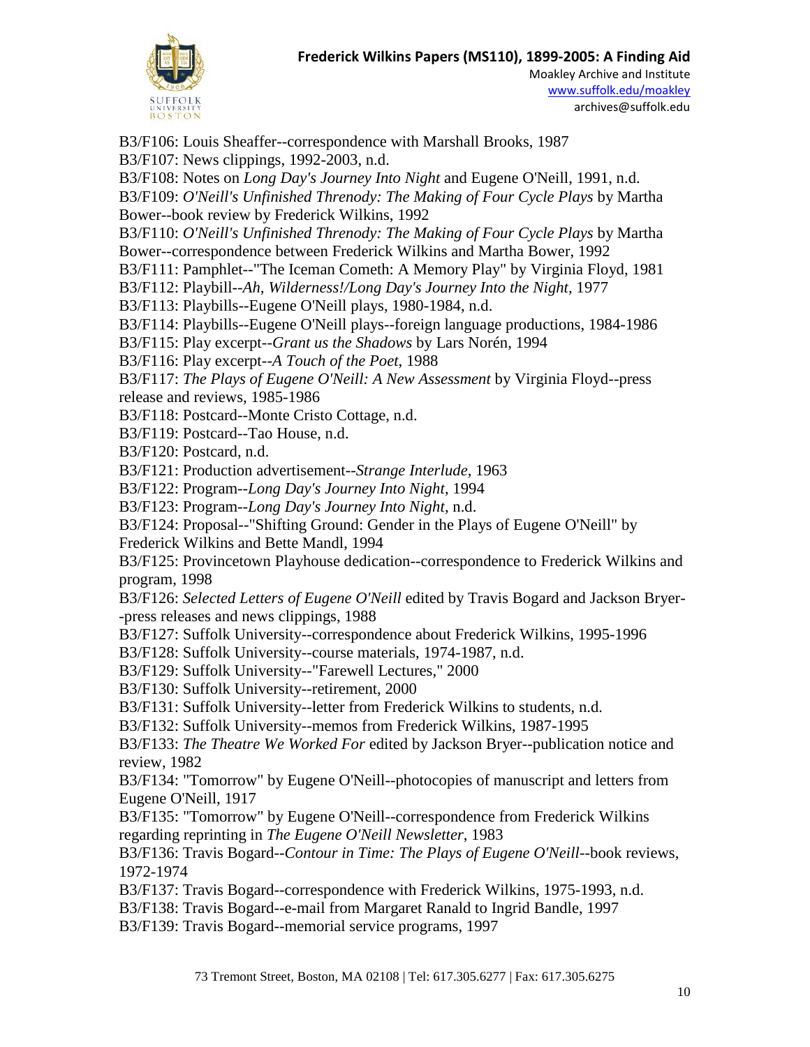B3/F106: Louis Sheaffer--correspondence with Marshall Brooks, 1987

B3/F107: News clippings, 1992-2003, n.d.

B3/F108: Notes on *Long Day's Journey Into Night* and Eugene O'Neill, 1991, n.d.

B3/F109: *O'Neill's Unfinished Threnody: The Making of Four Cycle Plays* by Martha Bower--book review by Frederick Wilkins, 1992

B3/F110: *O'Neill's Unfinished Threnody: The Making of Four Cycle Plays* by Martha Bower--correspondence between Frederick Wilkins and Martha Bower, 1992

B3/F111: Pamphlet--"The Iceman Cometh: A Memory Play" by Virginia Floyd, 1981

B3/F112: Playbill--*Ah, Wilderness!/Long Day's Journey Into the Night*, 1977

B3/F113: Playbills--Eugene O'Neill plays, 1980-1984, n.d.

B3/F114: Playbills--Eugene O'Neill plays--foreign language productions, 1984-1986

B3/F115: Play excerpt--*Grant us the Shadows* by Lars Norén, 1994

B3/F116: Play excerpt--*A Touch of the Poet*, 1988

B3/F117: *The Plays of Eugene O'Neill: A New Assessment* by Virginia Floyd--press release and reviews, 1985-1986

B3/F118: Postcard--Monte Cristo Cottage, n.d.

B3/F119: Postcard--Tao House, n.d.

B3/F120: Postcard, n.d.

B3/F121: Production advertisement--*Strange Interlude*, 1963

B3/F122: Program--*Long Day's Journey Into Night*, 1994

B3/F123: Program--*Long Day's Journey Into Night*, n.d.

B3/F124: Proposal--"Shifting Ground: Gender in the Plays of Eugene O'Neill" by Frederick Wilkins and Bette Mandl, 1994

B3/F125: Provincetown Playhouse dedication--correspondence to Frederick Wilkins and program, 1998

B3/F126: *Selected Letters of Eugene O'Neill* edited by Travis Bogard and Jackson Bryer--press releases and news clippings, 1988

B3/F127: Suffolk University--correspondence about Frederick Wilkins, 1995-1996

B3/F128: Suffolk University--course materials, 1974-1987, n.d.

B3/F129: Suffolk University--"Farewell Lectures," 2000

B3/F130: Suffolk University--retirement, 2000

B3/F131: Suffolk University--letter from Frederick Wilkins to students, n.d.

B3/F132: Suffolk University--memos from Frederick Wilkins, 1987-1995

B3/F133: *The Theatre We Worked For* edited by Jackson Bryer--publication notice and review, 1982

B3/F134: "Tomorrow" by Eugene O'Neill--photocopies of manuscript and letters from Eugene O'Neill, 1917

B3/F135: "Tomorrow" by Eugene O'Neill--correspondence from Frederick Wilkins regarding reprinting in *The Eugene O'Neill Newsletter*, 1983

B3/F136: Travis Bogard--*Contour in Time: The Plays of Eugene O'Neill*--book reviews, 1972-1974

B3/F137: Travis Bogard--correspondence with Frederick Wilkins, 1975-1993, n.d.

B3/F138: Travis Bogard--e-mail from Margaret Ranald to Ingrid Bandle, 1997

B3/F139: Travis Bogard--memorial service programs, 1997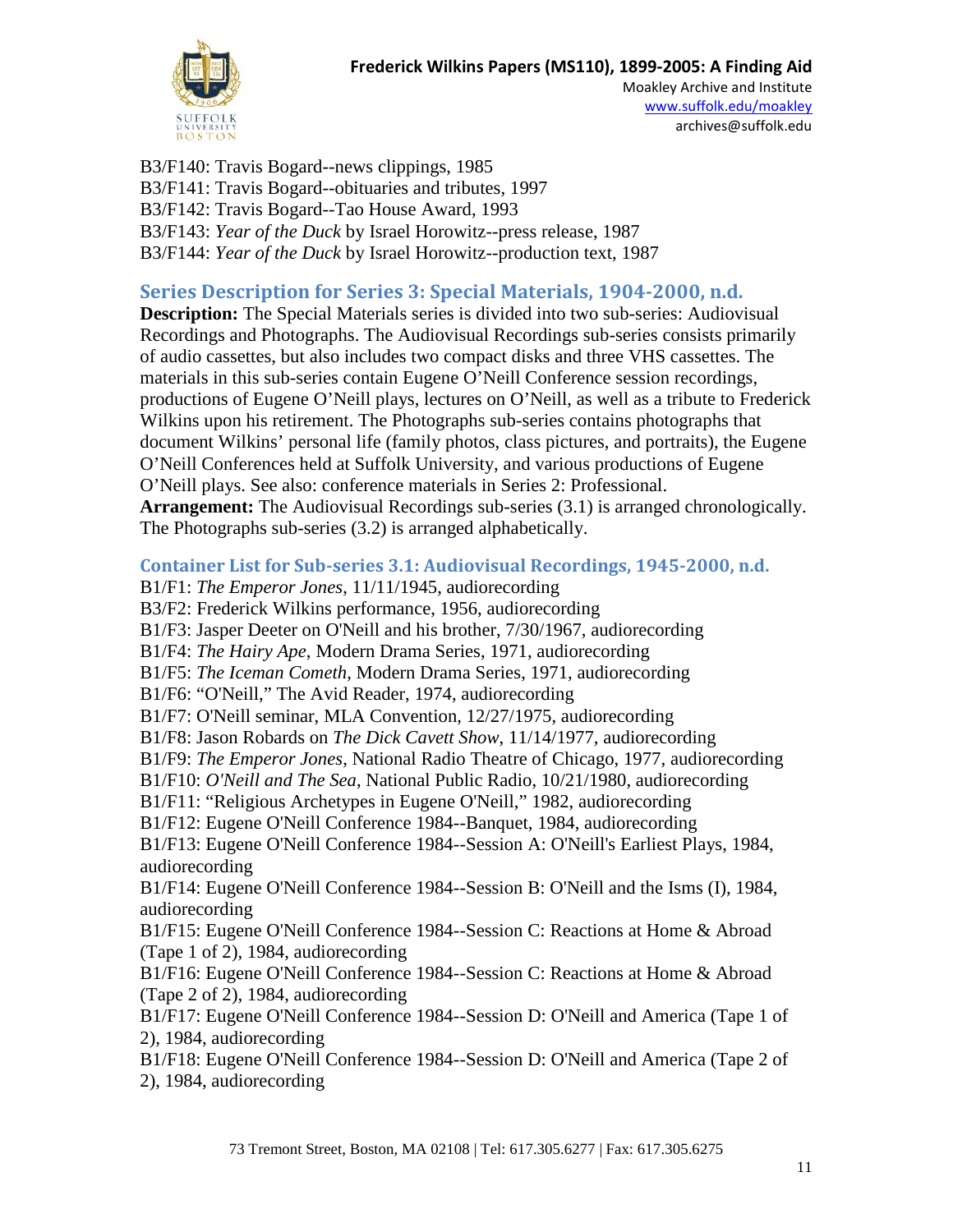B3/F140: Travis Bogard--news clippings, 1985
B3/F141: Travis Bogard--obituaries and tributes, 1997
B3/F142: Travis Bogard--Tao House Award, 1993
B3/F143: *Year of the Duck* by Israel Horowitz--press release, 1987
B3/F144: *Year of the Duck* by Israel Horowitz--production text, 1987

## Series Description for Series 3: Special Materials, 1904-2000, n.d.

**Description:** The Special Materials series is divided into two sub-series: Audiovisual Recordings and Photographs. The Audiovisual Recordings sub-series consists primarily of audio cassettes, but also includes two compact disks and three VHS cassettes. The materials in this sub-series contain Eugene O'Neill Conference session recordings, productions of Eugene O'Neill plays, lectures on O'Neill, as well as a tribute to Frederick Wilkins upon his retirement. The Photographs sub-series contains photographs that document Wilkins' personal life (family photos, class pictures, and portraits), the Eugene O'Neill Conferences held at Suffolk University, and various productions of Eugene O'Neill plays. See also: conference materials in Series 2: Professional.
**Arrangement:** The Audiovisual Recordings sub-series (3.1) is arranged chronologically. The Photographs sub-series (3.2) is arranged alphabetically.

### Container List for Sub-series 3.1: Audiovisual Recordings, 1945-2000, n.d.

B1/F1: *The Emperor Jones*, 11/11/1945, audiorecording
B3/F2: Frederick Wilkins performance, 1956, audiorecording
B1/F3: Jasper Deeter on O'Neill and his brother, 7/30/1967, audiorecording
B1/F4: *The Hairy Ape*, Modern Drama Series, 1971, audiorecording
B1/F5: *The Iceman Cometh*, Modern Drama Series, 1971, audiorecording
B1/F6: "O'Neill," The Avid Reader, 1974, audiorecording
B1/F7: O'Neill seminar, MLA Convention, 12/27/1975, audiorecording
B1/F8: Jason Robards on *The Dick Cavett Show*, 11/14/1977, audiorecording
B1/F9: *The Emperor Jones*, National Radio Theatre of Chicago, 1977, audiorecording
B1/F10: *O'Neill and The Sea*, National Public Radio, 10/21/1980, audiorecording
B1/F11: "Religious Archetypes in Eugene O'Neill," 1982, audiorecording
B1/F12: Eugene O'Neill Conference 1984--Banquet, 1984, audiorecording
B1/F13: Eugene O'Neill Conference 1984--Session A: O'Neill's Earliest Plays, 1984, audiorecording
B1/F14: Eugene O'Neill Conference 1984--Session B: O'Neill and the Isms (I), 1984, audiorecording
B1/F15: Eugene O'Neill Conference 1984--Session C: Reactions at Home & Abroad (Tape 1 of 2), 1984, audiorecording
B1/F16: Eugene O'Neill Conference 1984--Session C: Reactions at Home & Abroad (Tape 2 of 2), 1984, audiorecording
B1/F17: Eugene O'Neill Conference 1984--Session D: O'Neill and America (Tape 1 of 2), 1984, audiorecording
B1/F18: Eugene O'Neill Conference 1984--Session D: O'Neill and America (Tape 2 of 2), 1984, audiorecording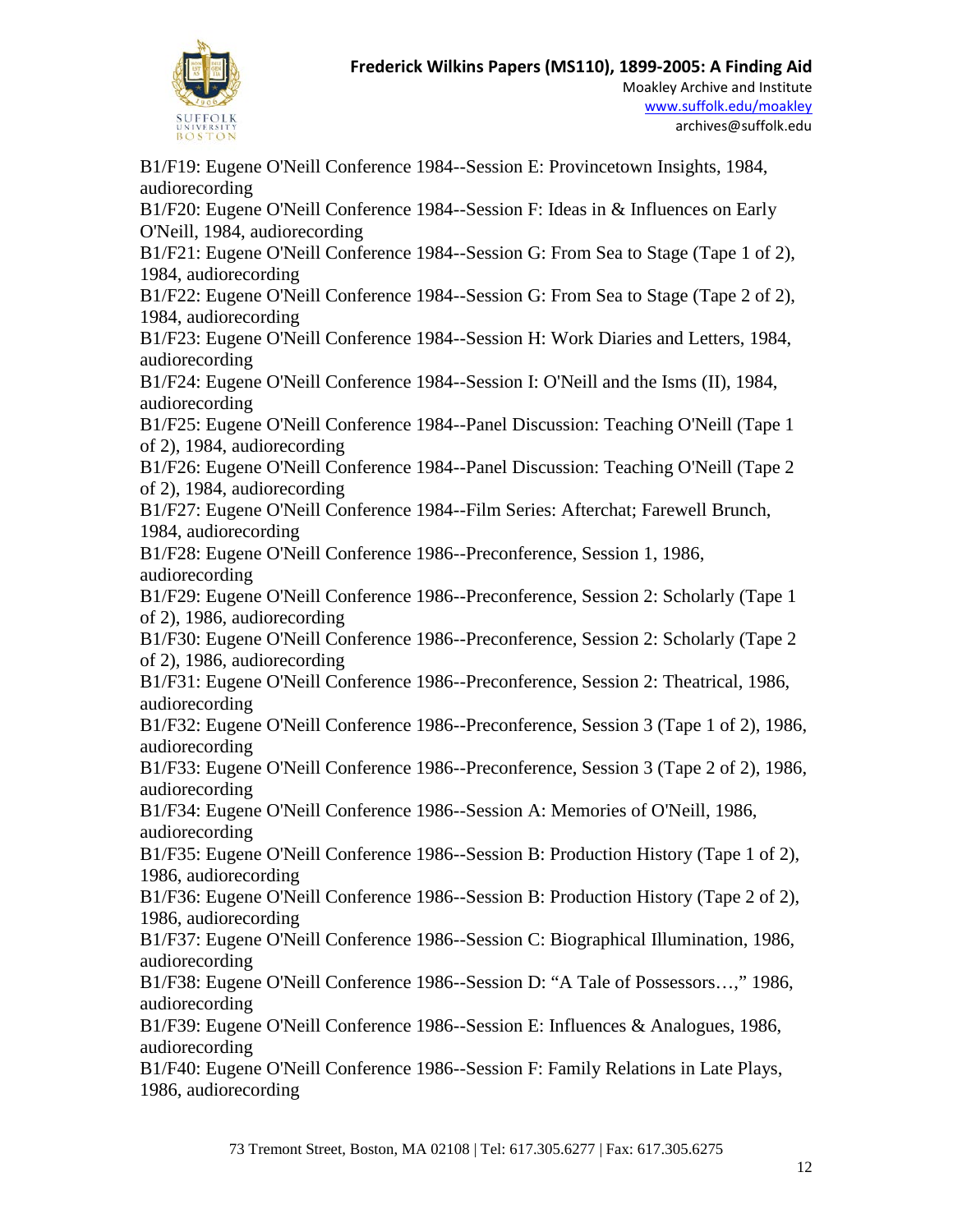B1/F19: Eugene O'Neill Conference 1984--Session E: Provincetown Insights, 1984, audiorecording
B1/F20: Eugene O'Neill Conference 1984--Session F: Ideas in & Influences on Early O'Neill, 1984, audiorecording
B1/F21: Eugene O'Neill Conference 1984--Session G: From Sea to Stage (Tape 1 of 2), 1984, audiorecording
B1/F22: Eugene O'Neill Conference 1984--Session G: From Sea to Stage (Tape 2 of 2), 1984, audiorecording
B1/F23: Eugene O'Neill Conference 1984--Session H: Work Diaries and Letters, 1984, audiorecording
B1/F24: Eugene O'Neill Conference 1984--Session I: O'Neill and the Isms (II), 1984, audiorecording
B1/F25: Eugene O'Neill Conference 1984--Panel Discussion: Teaching O'Neill (Tape 1 of 2), 1984, audiorecording
B1/F26: Eugene O'Neill Conference 1984--Panel Discussion: Teaching O'Neill (Tape 2 of 2), 1984, audiorecording
B1/F27: Eugene O'Neill Conference 1984--Film Series: Afterchat; Farewell Brunch, 1984, audiorecording
B1/F28: Eugene O'Neill Conference 1986--Preconference, Session 1, 1986, audiorecording
B1/F29: Eugene O'Neill Conference 1986--Preconference, Session 2: Scholarly (Tape 1 of 2), 1986, audiorecording
B1/F30: Eugene O'Neill Conference 1986--Preconference, Session 2: Scholarly (Tape 2 of 2), 1986, audiorecording
B1/F31: Eugene O'Neill Conference 1986--Preconference, Session 2: Theatrical, 1986, audiorecording
B1/F32: Eugene O'Neill Conference 1986--Preconference, Session 3 (Tape 1 of 2), 1986, audiorecording
B1/F33: Eugene O'Neill Conference 1986--Preconference, Session 3 (Tape 2 of 2), 1986, audiorecording
B1/F34: Eugene O'Neill Conference 1986--Session A: Memories of O'Neill, 1986, audiorecording
B1/F35: Eugene O'Neill Conference 1986--Session B: Production History (Tape 1 of 2), 1986, audiorecording
B1/F36: Eugene O'Neill Conference 1986--Session B: Production History (Tape 2 of 2), 1986, audiorecording
B1/F37: Eugene O'Neill Conference 1986--Session C: Biographical Illumination, 1986, audiorecording
B1/F38: Eugene O'Neill Conference 1986--Session D: "A Tale of Possessors…," 1986, audiorecording
B1/F39: Eugene O'Neill Conference 1986--Session E: Influences & Analogues, 1986, audiorecording
B1/F40: Eugene O'Neill Conference 1986--Session F: Family Relations in Late Plays, 1986, audiorecording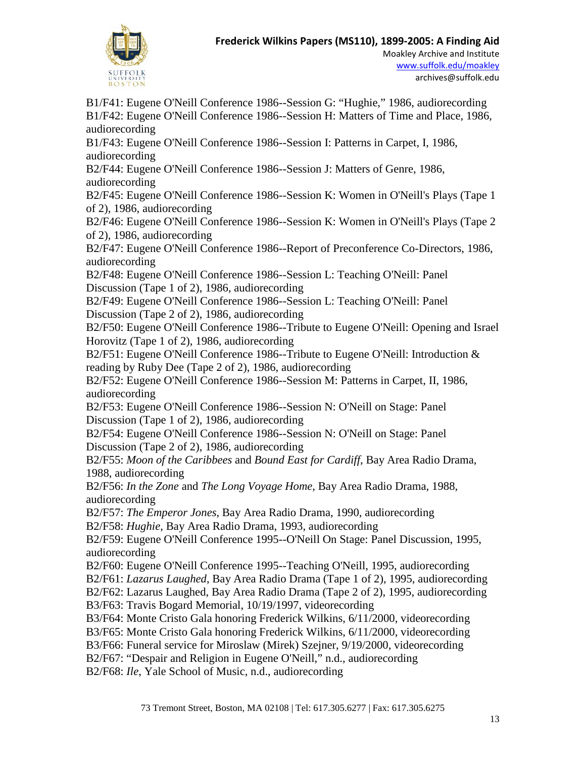B1/F41: Eugene O'Neill Conference 1986--Session G: "Hughie," 1986, audiorecording
B1/F42: Eugene O'Neill Conference 1986--Session H: Matters of Time and Place, 1986, audiorecording
B1/F43: Eugene O'Neill Conference 1986--Session I: Patterns in Carpet, I, 1986, audiorecording
B2/F44: Eugene O'Neill Conference 1986--Session J: Matters of Genre, 1986, audiorecording
B2/F45: Eugene O'Neill Conference 1986--Session K: Women in O'Neill's Plays (Tape 1 of 2), 1986, audiorecording
B2/F46: Eugene O'Neill Conference 1986--Session K: Women in O'Neill's Plays (Tape 2 of 2), 1986, audiorecording
B2/F47: Eugene O'Neill Conference 1986--Report of Preconference Co-Directors, 1986, audiorecording
B2/F48: Eugene O'Neill Conference 1986--Session L: Teaching O'Neill: Panel Discussion (Tape 1 of 2), 1986, audiorecording
B2/F49: Eugene O'Neill Conference 1986--Session L: Teaching O'Neill: Panel Discussion (Tape 2 of 2), 1986, audiorecording
B2/F50: Eugene O'Neill Conference 1986--Tribute to Eugene O'Neill: Opening and Israel Horovitz (Tape 1 of 2), 1986, audiorecording
B2/F51: Eugene O'Neill Conference 1986--Tribute to Eugene O'Neill: Introduction & reading by Ruby Dee (Tape 2 of 2), 1986, audiorecording
B2/F52: Eugene O'Neill Conference 1986--Session M: Patterns in Carpet, II, 1986, audiorecording
B2/F53: Eugene O'Neill Conference 1986--Session N: O'Neill on Stage: Panel Discussion (Tape 1 of 2), 1986, audiorecording
B2/F54: Eugene O'Neill Conference 1986--Session N: O'Neill on Stage: Panel Discussion (Tape 2 of 2), 1986, audiorecording
B2/F55: *Moon of the Caribbees* and *Bound East for Cardiff*, Bay Area Radio Drama, 1988, audiorecording
B2/F56: *In the Zone* and *The Long Voyage Home*, Bay Area Radio Drama, 1988, audiorecording
B2/F57: *The Emperor Jones*, Bay Area Radio Drama, 1990, audiorecording
B2/F58: *Hughie*, Bay Area Radio Drama, 1993, audiorecording
B2/F59: Eugene O'Neill Conference 1995--O'Neill On Stage: Panel Discussion, 1995, audiorecording
B2/F60: Eugene O'Neill Conference 1995--Teaching O'Neill, 1995, audiorecording
B2/F61: *Lazarus Laughed*, Bay Area Radio Drama (Tape 1 of 2), 1995, audiorecording
B2/F62: Lazarus Laughed, Bay Area Radio Drama (Tape 2 of 2), 1995, audiorecording
B3/F63: Travis Bogard Memorial, 10/19/1997, videorecording
B3/F64: Monte Cristo Gala honoring Frederick Wilkins, 6/11/2000, videorecording
B3/F65: Monte Cristo Gala honoring Frederick Wilkins, 6/11/2000, videorecording
B3/F66: Funeral service for Miroslaw (Mirek) Szejner, 9/19/2000, videorecording
B2/F67: "Despair and Religion in Eugene O'Neill," n.d., audiorecording
B2/F68: *Ile*, Yale School of Music, n.d., audiorecording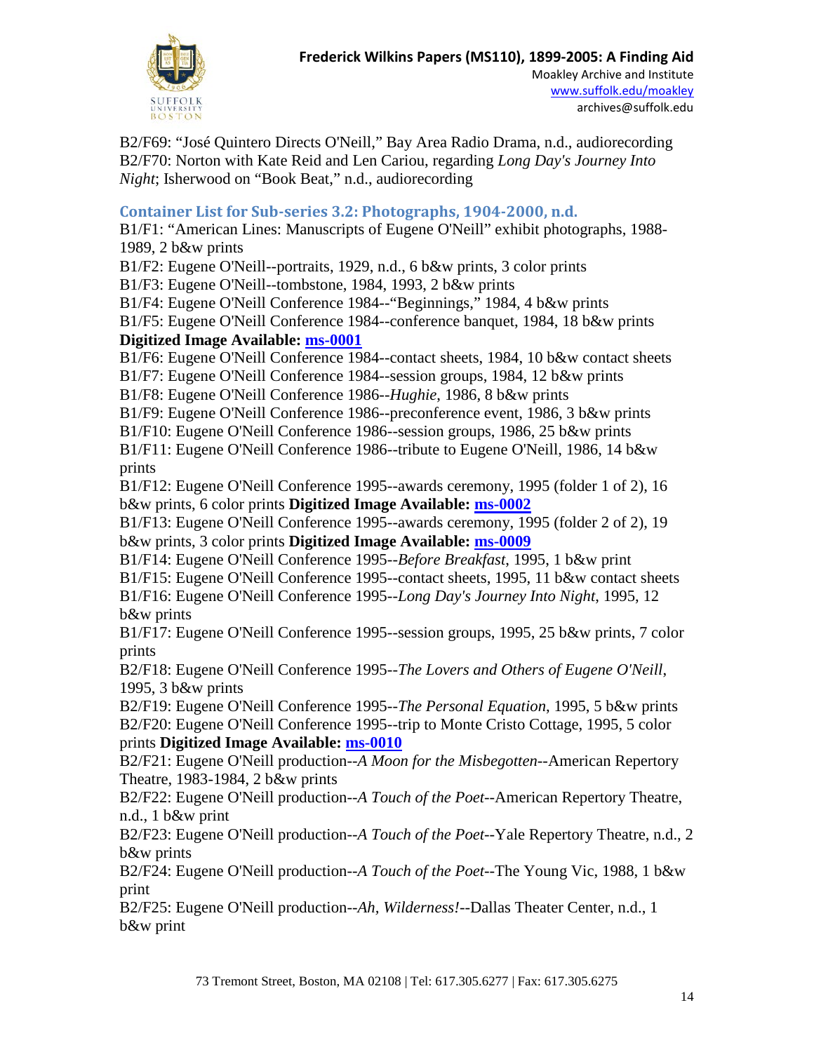B2/F69: "José Quintero Directs O'Neill," Bay Area Radio Drama, n.d., audiorecording
B2/F70: Norton with Kate Reid and Len Cariou, regarding *Long Day's Journey Into Night*; Isherwood on "Book Beat," n.d., audiorecording

## Container List for Sub-series 3.2: Photographs, 1904-2000, n.d.

B1/F1: "American Lines: Manuscripts of Eugene O'Neill" exhibit photographs, 1988-1989, 2 b&w prints
B1/F2: Eugene O'Neill--portraits, 1929, n.d., 6 b&w prints, 3 color prints
B1/F3: Eugene O'Neill--tombstone, 1984, 1993, 2 b&w prints
B1/F4: Eugene O'Neill Conference 1984--"Beginnings," 1984, 4 b&w prints
B1/F5: Eugene O'Neill Conference 1984--conference banquet, 1984, 18 b&w prints
**Digitized Image Available: ms-0001**
B1/F6: Eugene O'Neill Conference 1984--contact sheets, 1984, 10 b&w contact sheets
B1/F7: Eugene O'Neill Conference 1984--session groups, 1984, 12 b&w prints
B1/F8: Eugene O'Neill Conference 1986--*Hughie*, 1986, 8 b&w prints
B1/F9: Eugene O'Neill Conference 1986--preconference event, 1986, 3 b&w prints
B1/F10: Eugene O'Neill Conference 1986--session groups, 1986, 25 b&w prints
B1/F11: Eugene O'Neill Conference 1986--tribute to Eugene O'Neill, 1986, 14 b&w prints
B1/F12: Eugene O'Neill Conference 1995--awards ceremony, 1995 (folder 1 of 2), 16 b&w prints, 6 color prints **Digitized Image Available: ms-0002**
B1/F13: Eugene O'Neill Conference 1995--awards ceremony, 1995 (folder 2 of 2), 19 b&w prints, 3 color prints **Digitized Image Available: ms-0009**
B1/F14: Eugene O'Neill Conference 1995--*Before Breakfast*, 1995, 1 b&w print
B1/F15: Eugene O'Neill Conference 1995--contact sheets, 1995, 11 b&w contact sheets
B1/F16: Eugene O'Neill Conference 1995--*Long Day's Journey Into Night*, 1995, 12 b&w prints
B1/F17: Eugene O'Neill Conference 1995--session groups, 1995, 25 b&w prints, 7 color prints
B2/F18: Eugene O'Neill Conference 1995--*The Lovers and Others of Eugene O'Neill*, 1995, 3 b&w prints
B2/F19: Eugene O'Neill Conference 1995--*The Personal Equation*, 1995, 5 b&w prints
B2/F20: Eugene O'Neill Conference 1995--trip to Monte Cristo Cottage, 1995, 5 color prints **Digitized Image Available: ms-0010**
B2/F21: Eugene O'Neill production--*A Moon for the Misbegotten*--American Repertory Theatre, 1983-1984, 2 b&w prints
B2/F22: Eugene O'Neill production--*A Touch of the Poet*--American Repertory Theatre, n.d., 1 b&w print
B2/F23: Eugene O'Neill production--*A Touch of the Poet*--Yale Repertory Theatre, n.d., 2 b&w prints
B2/F24: Eugene O'Neill production--*A Touch of the Poet*--The Young Vic, 1988, 1 b&w print
B2/F25: Eugene O'Neill production--*Ah, Wilderness!*--Dallas Theater Center, n.d., 1 b&w print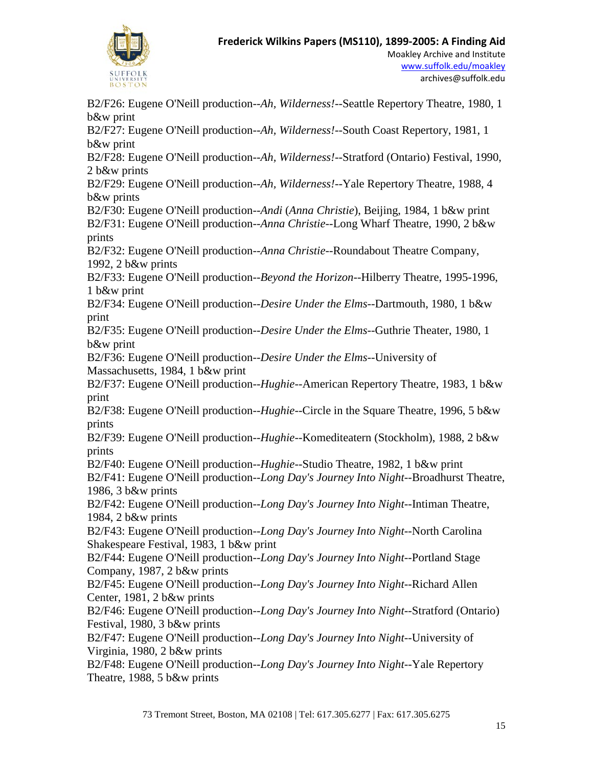B2/F26: Eugene O'Neill production--*Ah, Wilderness!*--Seattle Repertory Theatre, 1980, 1 b&w print

B2/F27: Eugene O'Neill production--*Ah, Wilderness!*--South Coast Repertory, 1981, 1 b&w print

B2/F28: Eugene O'Neill production--*Ah, Wilderness!*--Stratford (Ontario) Festival, 1990, 2 b&w prints

B2/F29: Eugene O'Neill production--*Ah, Wilderness!*--Yale Repertory Theatre, 1988, 4 b&w prints

B2/F30: Eugene O'Neill production--*Andi* (*Anna Christie*), Beijing, 1984, 1 b&w print

B2/F31: Eugene O'Neill production--*Anna Christie*--Long Wharf Theatre, 1990, 2 b&w prints

B2/F32: Eugene O'Neill production--*Anna Christie*--Roundabout Theatre Company, 1992, 2 b&w prints

B2/F33: Eugene O'Neill production--*Beyond the Horizon*--Hilberry Theatre, 1995-1996, 1 b&w print

B2/F34: Eugene O'Neill production--*Desire Under the Elms*--Dartmouth, 1980, 1 b&w print

B2/F35: Eugene O'Neill production--*Desire Under the Elms*--Guthrie Theater, 1980, 1 b&w print

B2/F36: Eugene O'Neill production--*Desire Under the Elms*--University of Massachusetts, 1984, 1 b&w print

B2/F37: Eugene O'Neill production--*Hughie*--American Repertory Theatre, 1983, 1 b&w print

B2/F38: Eugene O'Neill production--*Hughie*--Circle in the Square Theatre, 1996, 5 b&w prints

B2/F39: Eugene O'Neill production--*Hughie*--Komediteatern (Stockholm), 1988, 2 b&w prints

B2/F40: Eugene O'Neill production--*Hughie*--Studio Theatre, 1982, 1 b&w print

B2/F41: Eugene O'Neill production--*Long Day's Journey Into Night*--Broadhurst Theatre, 1986, 3 b&w prints

B2/F42: Eugene O'Neill production--*Long Day's Journey Into Night*--Intiman Theatre, 1984, 2 b&w prints

B2/F43: Eugene O'Neill production--*Long Day's Journey Into Night*--North Carolina Shakespeare Festival, 1983, 1 b&w print

B2/F44: Eugene O'Neill production--*Long Day's Journey Into Night*--Portland Stage Company, 1987, 2 b&w prints

B2/F45: Eugene O'Neill production--*Long Day's Journey Into Night*--Richard Allen Center, 1981, 2 b&w prints

B2/F46: Eugene O'Neill production--*Long Day's Journey Into Night*--Stratford (Ontario) Festival, 1980, 3 b&w prints

B2/F47: Eugene O'Neill production--*Long Day's Journey Into Night*--University of Virginia, 1980, 2 b&w prints

B2/F48: Eugene O'Neill production--*Long Day's Journey Into Night*--Yale Repertory Theatre, 1988, 5 b&w prints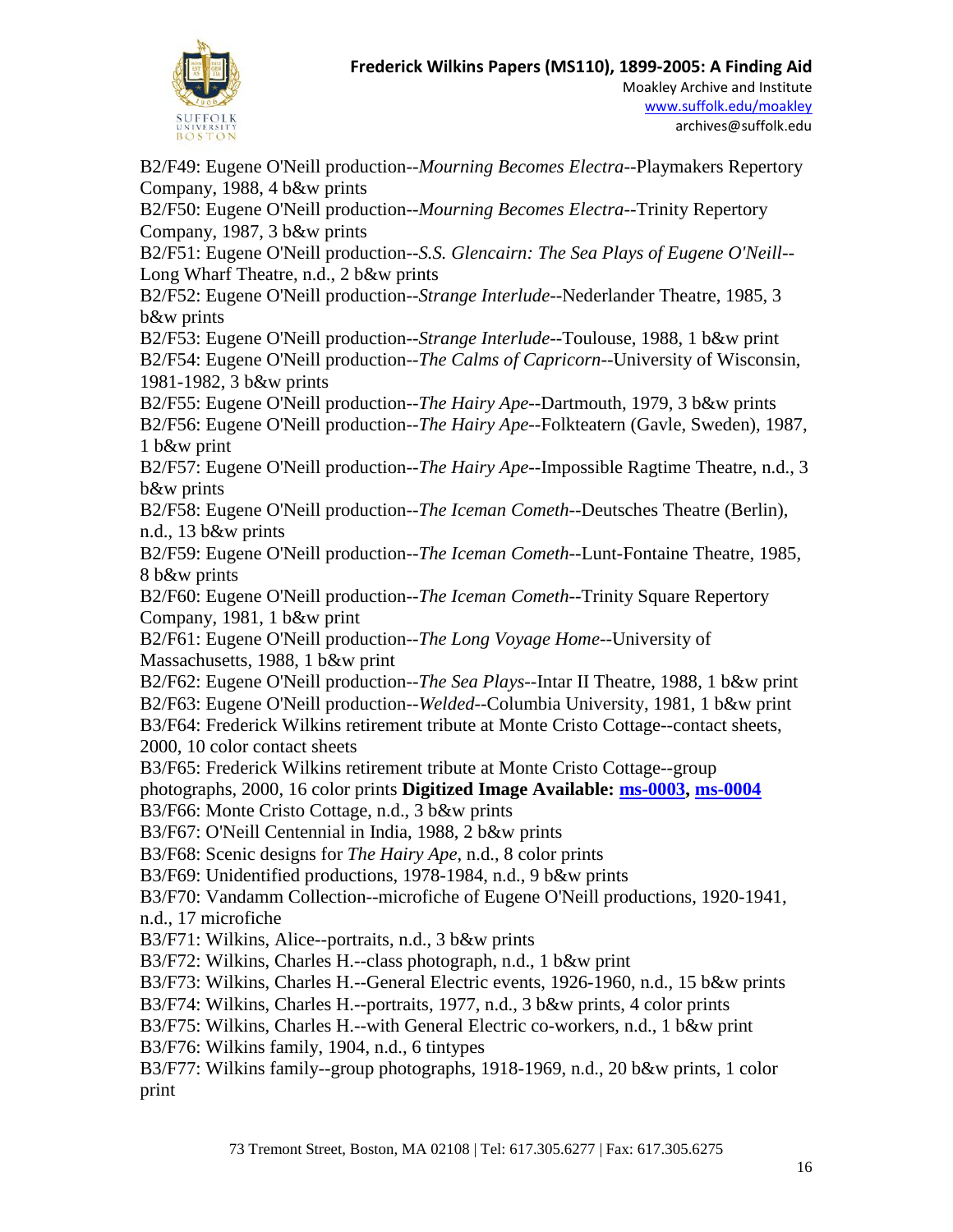B2/F49: Eugene O'Neill production--*Mourning Becomes Electra*--Playmakers Repertory Company, 1988, 4 b&w prints

B2/F50: Eugene O'Neill production--*Mourning Becomes Electra*--Trinity Repertory Company, 1987, 3 b&w prints

B2/F51: Eugene O'Neill production--*S.S. Glencairn: The Sea Plays of Eugene O'Neill*--Long Wharf Theatre, n.d., 2 b&w prints

B2/F52: Eugene O'Neill production--*Strange Interlude*--Nederlander Theatre, 1985, 3 b&w prints

B2/F53: Eugene O'Neill production--*Strange Interlude*--Toulouse, 1988, 1 b&w print

B2/F54: Eugene O'Neill production--*The Calms of Capricorn*--University of Wisconsin, 1981-1982, 3 b&w prints

B2/F55: Eugene O'Neill production--*The Hairy Ape*--Dartmouth, 1979, 3 b&w prints

B2/F56: Eugene O'Neill production--*The Hairy Ape*--Folkteatern (Gavle, Sweden), 1987, 1 b&w print

B2/F57: Eugene O'Neill production--*The Hairy Ape*--Impossible Ragtime Theatre, n.d., 3 b&w prints

B2/F58: Eugene O'Neill production--*The Iceman Cometh*--Deutsches Theatre (Berlin), n.d., 13 b&w prints

B2/F59: Eugene O'Neill production--*The Iceman Cometh*--Lunt-Fontaine Theatre, 1985, 8 b&w prints

B2/F60: Eugene O'Neill production--*The Iceman Cometh*--Trinity Square Repertory Company, 1981, 1 b&w print

B2/F61: Eugene O'Neill production--*The Long Voyage Home*--University of Massachusetts, 1988, 1 b&w print

B2/F62: Eugene O'Neill production--*The Sea Plays*--Intar II Theatre, 1988, 1 b&w print

B2/F63: Eugene O'Neill production--*Welded*--Columbia University, 1981, 1 b&w print

B3/F64: Frederick Wilkins retirement tribute at Monte Cristo Cottage--contact sheets, 2000, 10 color contact sheets

B3/F65: Frederick Wilkins retirement tribute at Monte Cristo Cottage--group photographs, 2000, 16 color prints **Digitized Image Available: ms-0003, ms-0004**

B3/F66: Monte Cristo Cottage, n.d., 3 b&w prints

B3/F67: O'Neill Centennial in India, 1988, 2 b&w prints

B3/F68: Scenic designs for *The Hairy Ape*, n.d., 8 color prints

B3/F69: Unidentified productions, 1978-1984, n.d., 9 b&w prints

B3/F70: Vandamm Collection--microfiche of Eugene O'Neill productions, 1920-1941, n.d., 17 microfiche

B3/F71: Wilkins, Alice--portraits, n.d., 3 b&w prints

B3/F72: Wilkins, Charles H.--class photograph, n.d., 1 b&w print

B3/F73: Wilkins, Charles H.--General Electric events, 1926-1960, n.d., 15 b&w prints

B3/F74: Wilkins, Charles H.--portraits, 1977, n.d., 3 b&w prints, 4 color prints

B3/F75: Wilkins, Charles H.--with General Electric co-workers, n.d., 1 b&w print

B3/F76: Wilkins family, 1904, n.d., 6 tintypes

B3/F77: Wilkins family--group photographs, 1918-1969, n.d., 20 b&w prints, 1 color print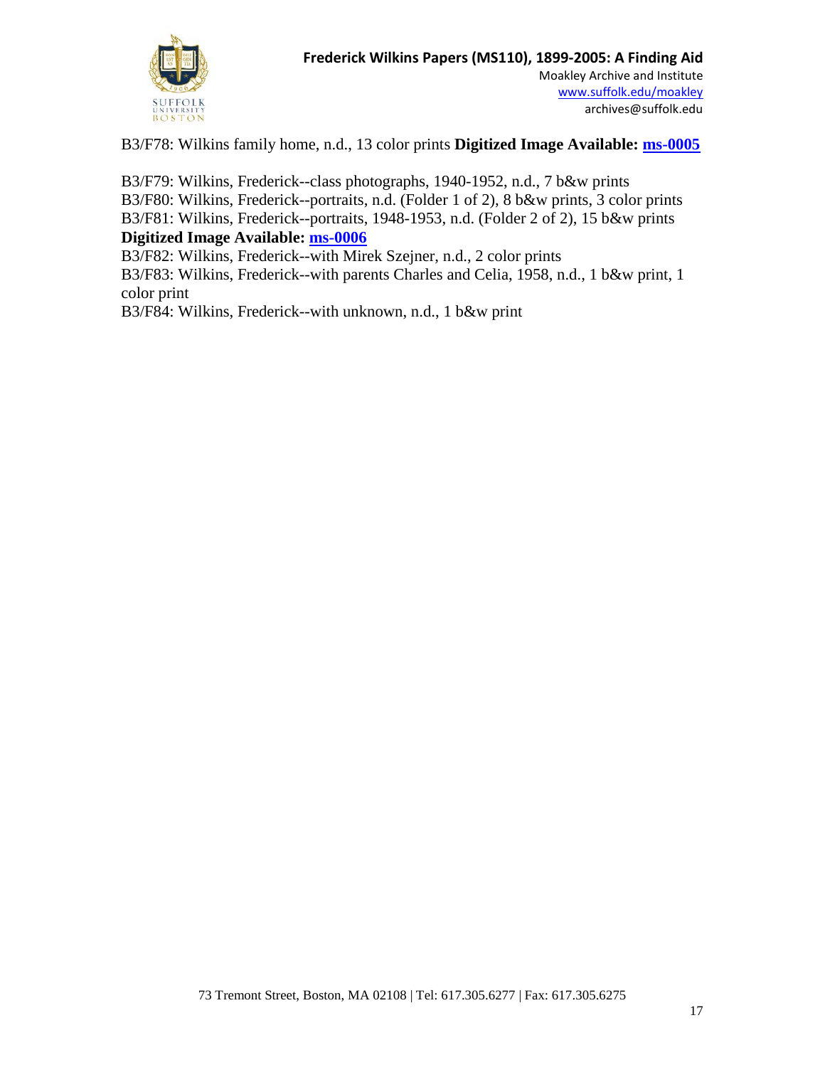B3/F78: Wilkins family home, n.d., 13 color prints **Digitized Image Available: ms-0005**

B3/F79: Wilkins, Frederick--class photographs, 1940-1952, n.d., 7 b&w prints
B3/F80: Wilkins, Frederick--portraits, n.d. (Folder 1 of 2), 8 b&w prints, 3 color prints
B3/F81: Wilkins, Frederick--portraits, 1948-1953, n.d. (Folder 2 of 2), 15 b&w prints
**Digitized Image Available: ms-0006**
B3/F82: Wilkins, Frederick--with Mirek Szejner, n.d., 2 color prints
B3/F83: Wilkins, Frederick--with parents Charles and Celia, 1958, n.d., 1 b&w print, 1 color print
B3/F84: Wilkins, Frederick--with unknown, n.d., 1 b&w print